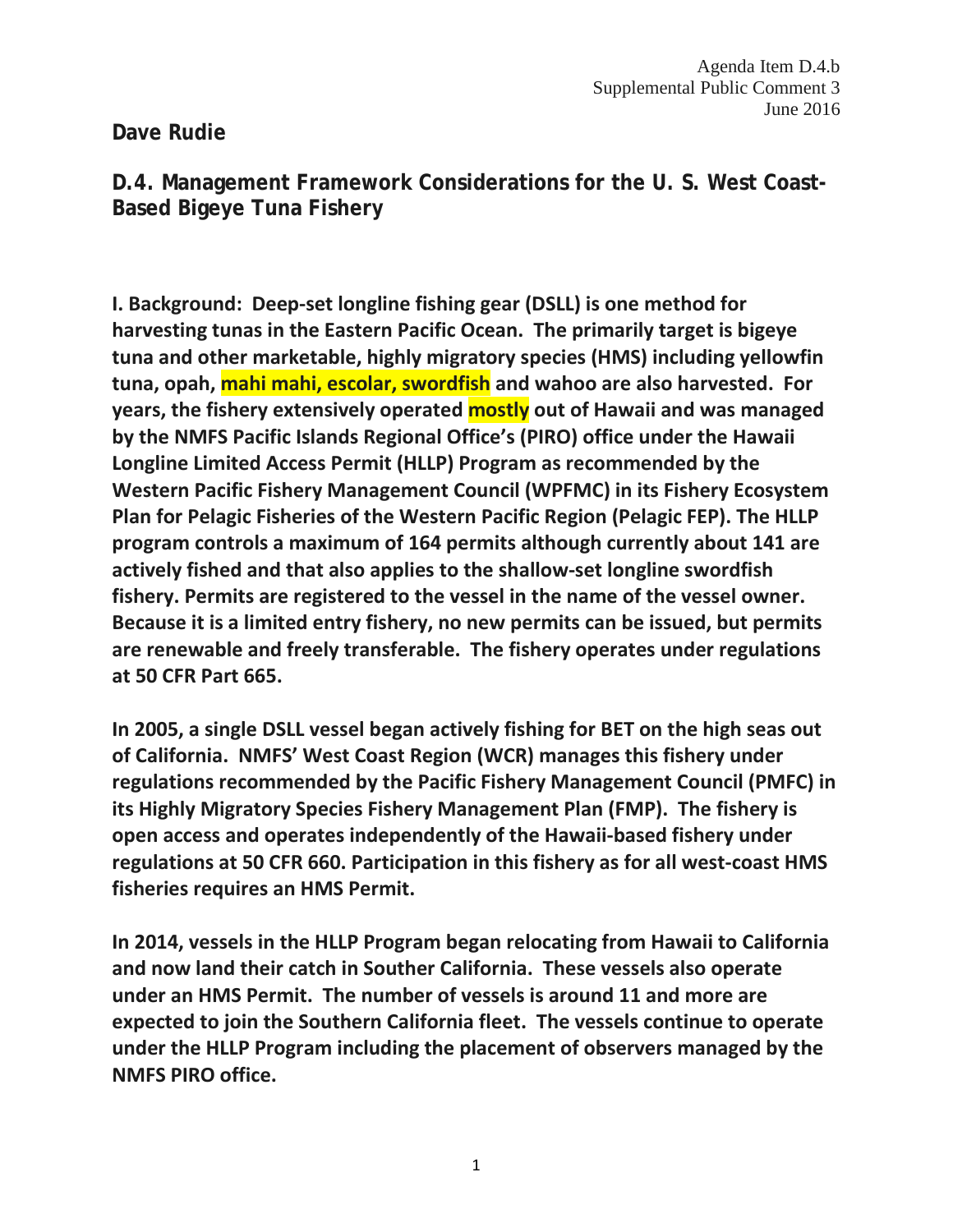Agenda Item D.4.b
Supplemental Public Comment 3
June 2016

**Dave Rudie**

## D.4. Management Framework Considerations for the U. S. West Coast-Based Bigeye Tuna Fishery

**I. Background: Deep-set longline fishing gear (DSLL) is one method for harvesting tunas in the Eastern Pacific Ocean. The primarily target is bigeye tuna and other marketable, highly migratory species (HMS) including yellowfin tuna, opah, mahi mahi, escolar, swordfish and wahoo are also harvested. For years, the fishery extensively operated mostly out of Hawaii and was managed by the NMFS Pacific Islands Regional Office's (PIRO) office under the Hawaii Longline Limited Access Permit (HLLP) Program as recommended by the Western Pacific Fishery Management Council (WPFMC) in its Fishery Ecosystem Plan for Pelagic Fisheries of the Western Pacific Region (Pelagic FEP). The HLLP program controls a maximum of 164 permits although currently about 141 are actively fished and that also applies to the shallow-set longline swordfish fishery. Permits are registered to the vessel in the name of the vessel owner. Because it is a limited entry fishery, no new permits can be issued, but permits are renewable and freely transferable. The fishery operates under regulations at 50 CFR Part 665.**

**In 2005, a single DSLL vessel began actively fishing for BET on the high seas out of California. NMFS' West Coast Region (WCR) manages this fishery under regulations recommended by the Pacific Fishery Management Council (PMFC) in its Highly Migratory Species Fishery Management Plan (FMP). The fishery is open access and operates independently of the Hawaii-based fishery under regulations at 50 CFR 660. Participation in this fishery as for all west-coast HMS fisheries requires an HMS Permit.**

**In 2014, vessels in the HLLP Program began relocating from Hawaii to California and now land their catch in Souther California. These vessels also operate under an HMS Permit. The number of vessels is around 11 and more are expected to join the Southern California fleet. The vessels continue to operate under the HLLP Program including the placement of observers managed by the NMFS PIRO office.**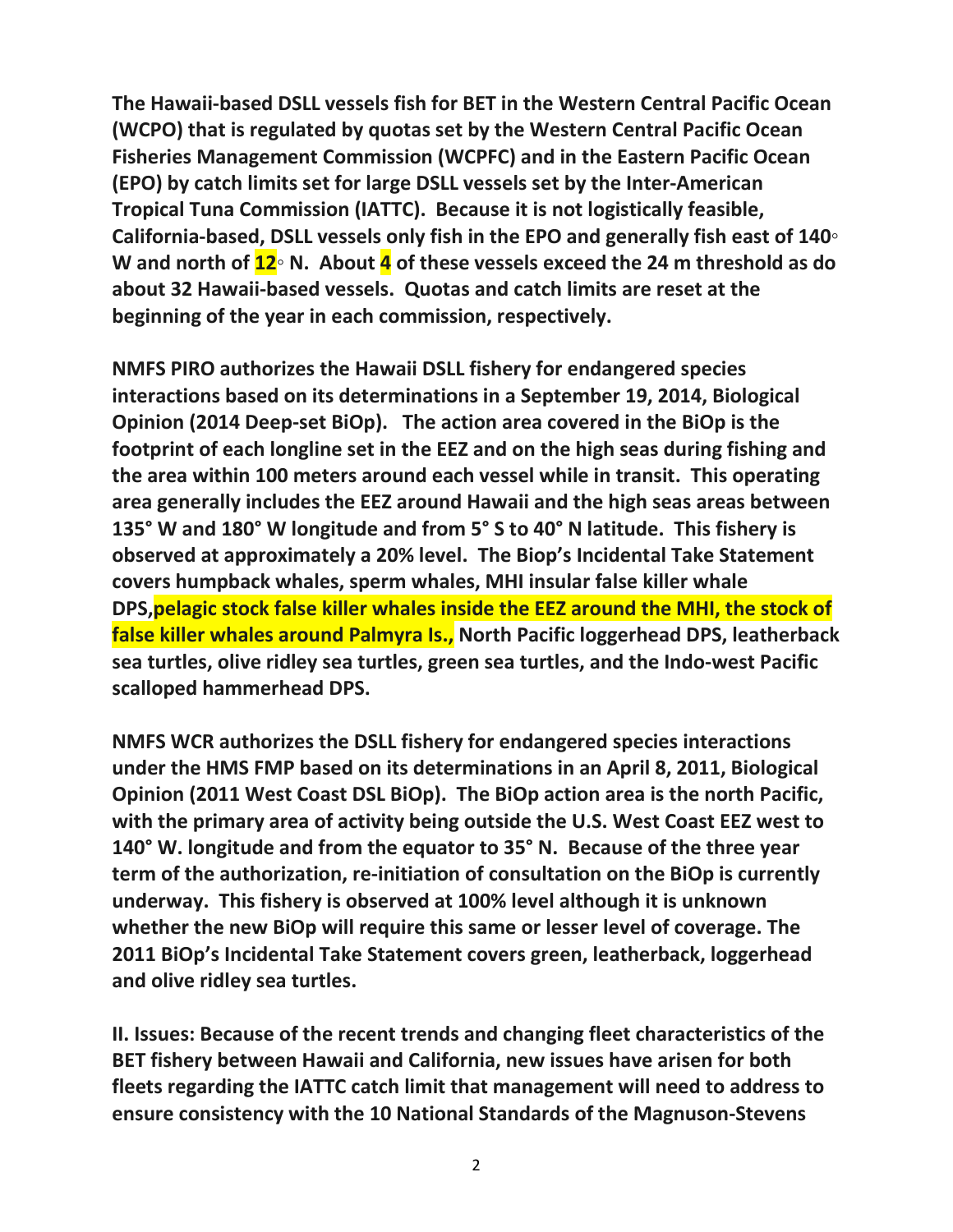**The Hawaii-based DSLL vessels fish for BET in the Western Central Pacific Ocean (WCPO) that is regulated by quotas set by the Western Central Pacific Ocean Fisheries Management Commission (WCPFC) and in the Eastern Pacific Ocean (EPO) by catch limits set for large DSLL vessels set by the Inter-American Tropical Tuna Commission (IATTC). Because it is not logistically feasible, California-based, DSLL vessels only fish in the EPO and generally fish east of 140◦ W and north of 12◦ N. About 4 of these vessels exceed the 24 m threshold as do about 32 Hawaii-based vessels. Quotas and catch limits are reset at the beginning of the year in each commission, respectively.**

**NMFS PIRO authorizes the Hawaii DSLL fishery for endangered species interactions based on its determinations in a September 19, 2014, Biological Opinion (2014 Deep-set BiOp). The action area covered in the BiOp is the footprint of each longline set in the EEZ and on the high seas during fishing and the area within 100 meters around each vessel while in transit. This operating area generally includes the EEZ around Hawaii and the high seas areas between 135° W and 180° W longitude and from 5° S to 40° N latitude. This fishery is observed at approximately a 20% level. The Biop's Incidental Take Statement covers humpback whales, sperm whales, MHI insular false killer whale DPS, pelagic stock false killer whales inside the EEZ around the MHI, the stock of false killer whales around Palmyra Is., North Pacific loggerhead DPS, leatherback sea turtles, olive ridley sea turtles, green sea turtles, and the Indo-west Pacific scalloped hammerhead DPS.**

**NMFS WCR authorizes the DSLL fishery for endangered species interactions under the HMS FMP based on its determinations in an April 8, 2011, Biological Opinion (2011 West Coast DSL BiOp). The BiOp action area is the north Pacific, with the primary area of activity being outside the U.S. West Coast EEZ west to 140° W. longitude and from the equator to 35° N. Because of the three year term of the authorization, re-initiation of consultation on the BiOp is currently underway. This fishery is observed at 100% level although it is unknown whether the new BiOp will require this same or lesser level of coverage. The 2011 BiOp's Incidental Take Statement covers green, leatherback, loggerhead and olive ridley sea turtles.**

**II. Issues: Because of the recent trends and changing fleet characteristics of the BET fishery between Hawaii and California, new issues have arisen for both fleets regarding the IATTC catch limit that management will need to address to ensure consistency with the 10 National Standards of the Magnuson-Stevens**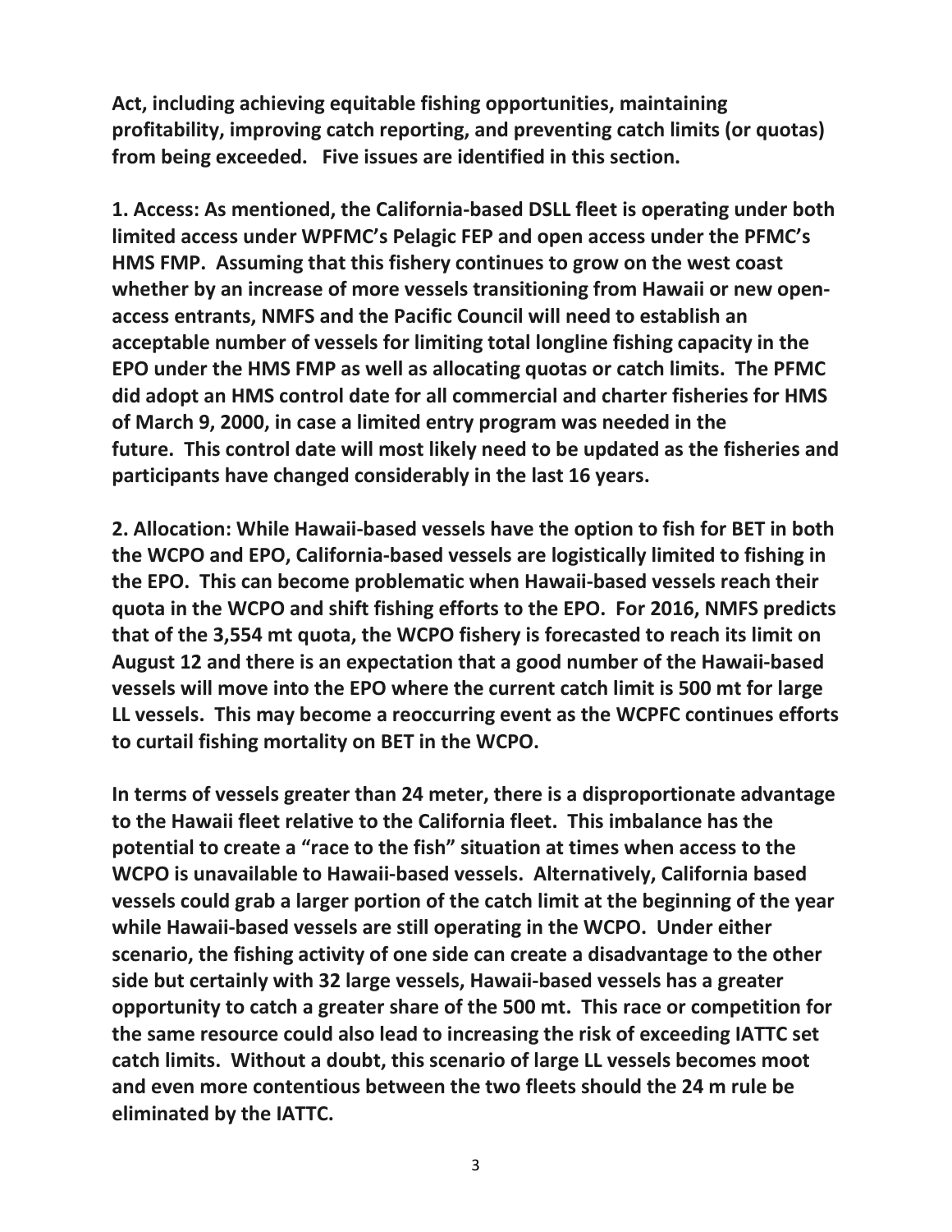**Act, including achieving equitable fishing opportunities, maintaining profitability, improving catch reporting, and preventing catch limits (or quotas) from being exceeded. Five issues are identified in this section.**

**1. Access: As mentioned, the California-based DSLL fleet is operating under both limited access under WPFMC's Pelagic FEP and open access under the PFMC's HMS FMP. Assuming that this fishery continues to grow on the west coast whether by an increase of more vessels transitioning from Hawaii or new open-access entrants, NMFS and the Pacific Council will need to establish an acceptable number of vessels for limiting total longline fishing capacity in the EPO under the HMS FMP as well as allocating quotas or catch limits. The PFMC did adopt an HMS control date for all commercial and charter fisheries for HMS of March 9, 2000, in case a limited entry program was needed in the future. This control date will most likely need to be updated as the fisheries and participants have changed considerably in the last 16 years.**

**2. Allocation: While Hawaii-based vessels have the option to fish for BET in both the WCPO and EPO, California-based vessels are logistically limited to fishing in the EPO. This can become problematic when Hawaii-based vessels reach their quota in the WCPO and shift fishing efforts to the EPO. For 2016, NMFS predicts that of the 3,554 mt quota, the WCPO fishery is forecasted to reach its limit on August 12 and there is an expectation that a good number of the Hawaii-based vessels will move into the EPO where the current catch limit is 500 mt for large LL vessels. This may become a reoccurring event as the WCPFC continues efforts to curtail fishing mortality on BET in the WCPO.**

**In terms of vessels greater than 24 meter, there is a disproportionate advantage to the Hawaii fleet relative to the California fleet. This imbalance has the potential to create a "race to the fish" situation at times when access to the WCPO is unavailable to Hawaii-based vessels. Alternatively, California based vessels could grab a larger portion of the catch limit at the beginning of the year while Hawaii-based vessels are still operating in the WCPO. Under either scenario, the fishing activity of one side can create a disadvantage to the other side but certainly with 32 large vessels, Hawaii-based vessels has a greater opportunity to catch a greater share of the 500 mt. This race or competition for the same resource could also lead to increasing the risk of exceeding IATTC set catch limits. Without a doubt, this scenario of large LL vessels becomes moot and even more contentious between the two fleets should the 24 m rule be eliminated by the IATTC.**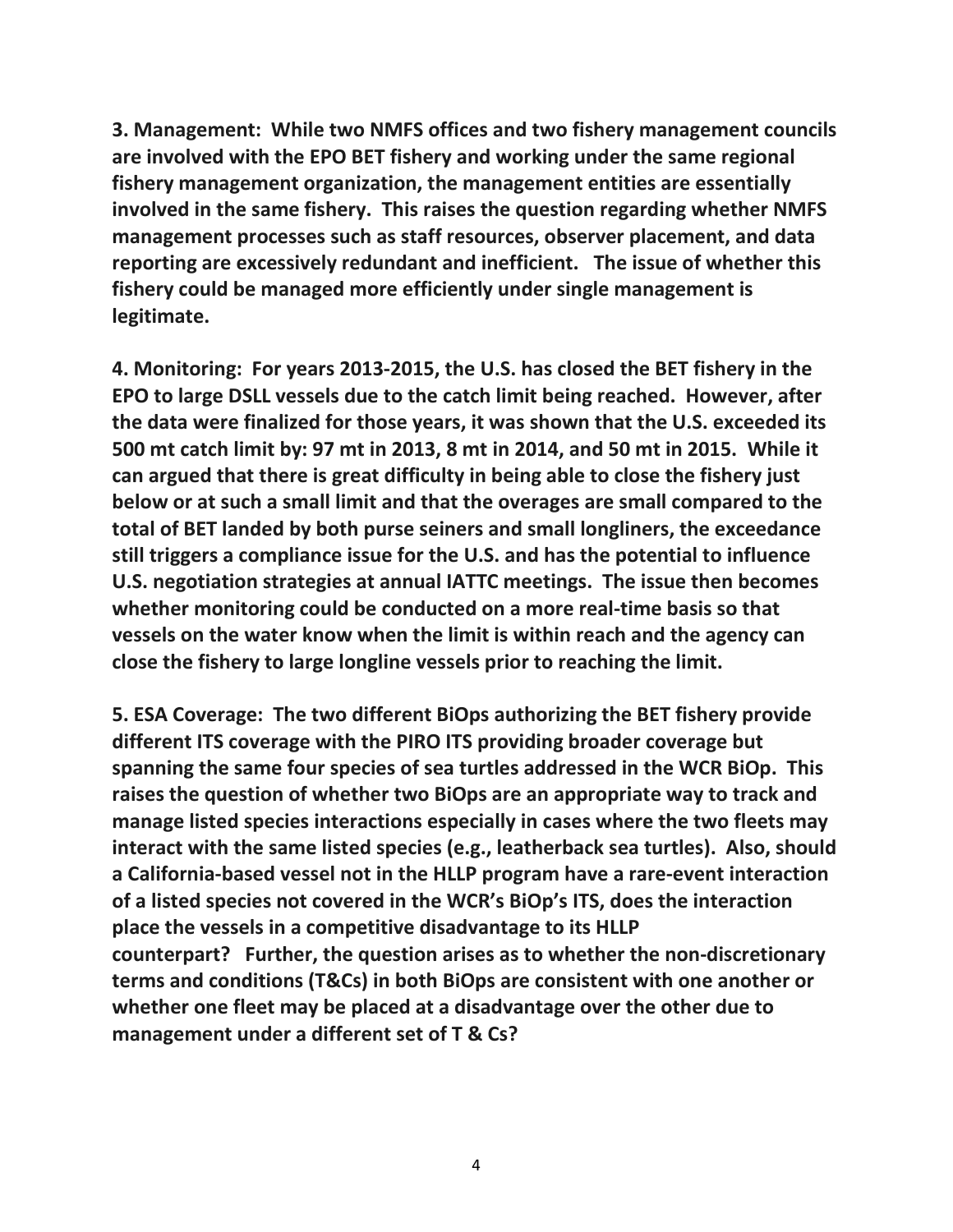**3. Management: While two NMFS offices and two fishery management councils are involved with the EPO BET fishery and working under the same regional fishery management organization, the management entities are essentially involved in the same fishery. This raises the question regarding whether NMFS management processes such as staff resources, observer placement, and data reporting are excessively redundant and inefficient. The issue of whether this fishery could be managed more efficiently under single management is legitimate.**

**4. Monitoring: For years 2013-2015, the U.S. has closed the BET fishery in the EPO to large DSLL vessels due to the catch limit being reached. However, after the data were finalized for those years, it was shown that the U.S. exceeded its 500 mt catch limit by: 97 mt in 2013, 8 mt in 2014, and 50 mt in 2015. While it can argued that there is great difficulty in being able to close the fishery just below or at such a small limit and that the overages are small compared to the total of BET landed by both purse seiners and small longliners, the exceedance still triggers a compliance issue for the U.S. and has the potential to influence U.S. negotiation strategies at annual IATTC meetings. The issue then becomes whether monitoring could be conducted on a more real-time basis so that vessels on the water know when the limit is within reach and the agency can close the fishery to large longline vessels prior to reaching the limit.**

**5. ESA Coverage: The two different BiOps authorizing the BET fishery provide different ITS coverage with the PIRO ITS providing broader coverage but spanning the same four species of sea turtles addressed in the WCR BiOp. This raises the question of whether two BiOps are an appropriate way to track and manage listed species interactions especially in cases where the two fleets may interact with the same listed species (e.g., leatherback sea turtles). Also, should a California-based vessel not in the HLLP program have a rare-event interaction of a listed species not covered in the WCR's BiOp's ITS, does the interaction place the vessels in a competitive disadvantage to its HLLP counterpart? Further, the question arises as to whether the non-discretionary terms and conditions (T&Cs) in both BiOps are consistent with one another or whether one fleet may be placed at a disadvantage over the other due to management under a different set of T & Cs?**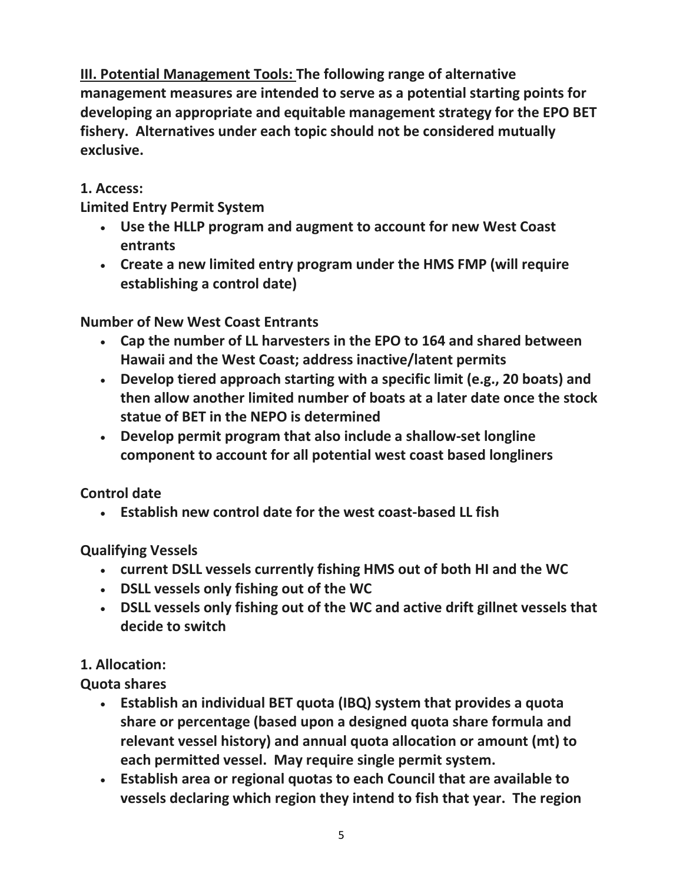**<u>III. Potential Management Tools:</u> The following range of alternative management measures are intended to serve as a potential starting points for developing an appropriate and equitable management strategy for the EPO BET fishery. Alternatives under each topic should not be considered mutually exclusive.**

**1. Access:**

**Limited Entry Permit System**

- **Use the HLLP program and augment to account for new West Coast entrants**
- **Create a new limited entry program under the HMS FMP (will require establishing a control date)**

**Number of New West Coast Entrants**

- **Cap the number of LL harvesters in the EPO to 164 and shared between Hawaii and the West Coast; address inactive/latent permits**
- **Develop tiered approach starting with a specific limit (e.g., 20 boats) and then allow another limited number of boats at a later date once the stock statue of BET in the NEPO is determined**
- **Develop permit program that also include a shallow-set longline component to account for all potential west coast based longliners**

**Control date**

- **Establish new control date for the west coast-based LL fish**

**Qualifying Vessels**

- **current DSLL vessels currently fishing HMS out of both HI and the WC**
- **DSLL vessels only fishing out of the WC**
- **DSLL vessels only fishing out of the WC and active drift gillnet vessels that decide to switch**

**1. Allocation:**

**Quota shares**

- **Establish an individual BET quota (IBQ) system that provides a quota share or percentage (based upon a designed quota share formula and relevant vessel history) and annual quota allocation or amount (mt) to each permitted vessel. May require single permit system.**
- **Establish area or regional quotas to each Council that are available to vessels declaring which region they intend to fish that year. The region**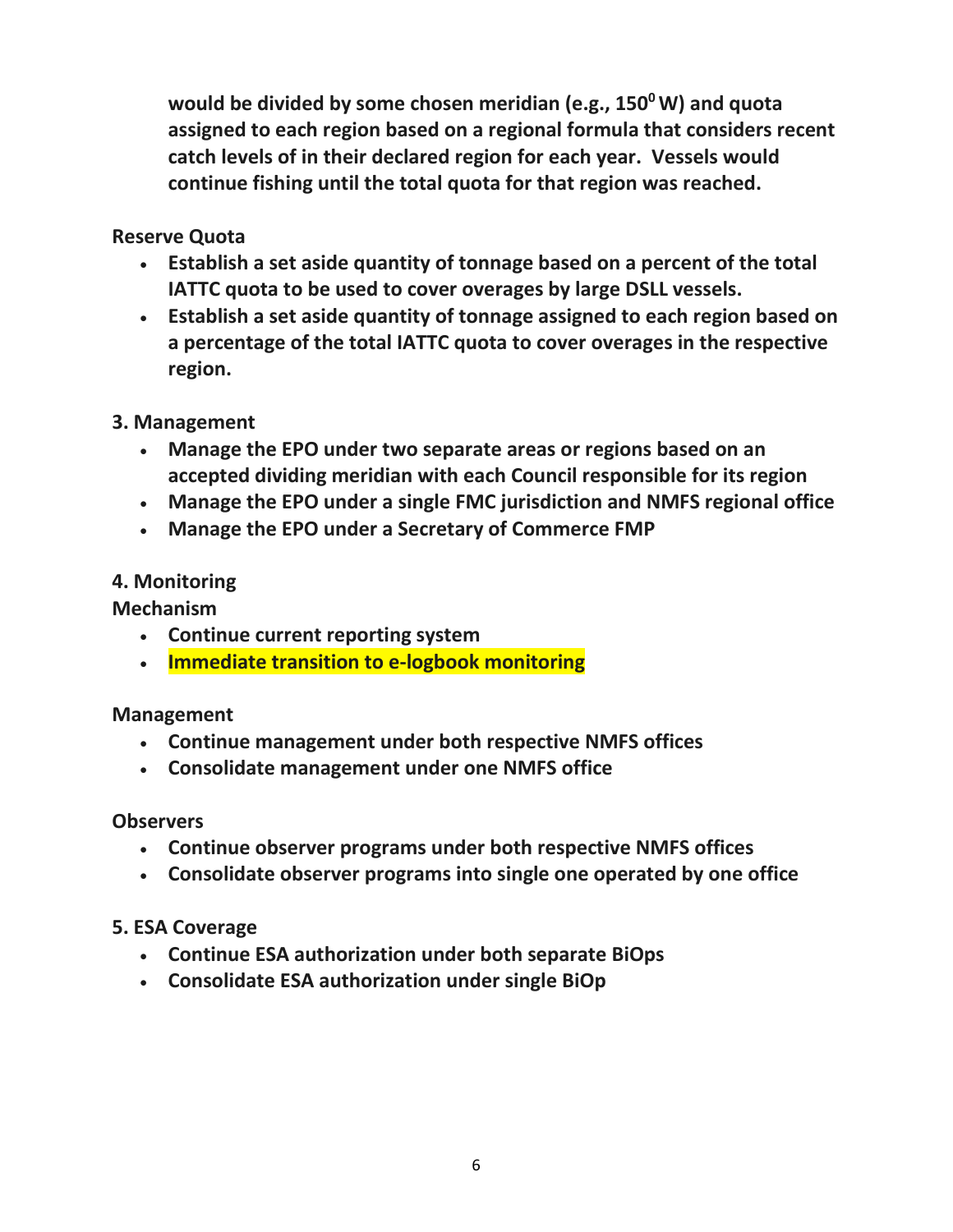**would be divided by some chosen meridian (e.g., $150^0$ W) and quota assigned to each region based on a regional formula that considers recent catch levels of in their declared region for each year. Vessels would continue fishing until the total quota for that region was reached.**

**Reserve Quota**

- **Establish a set aside quantity of tonnage based on a percent of the total IATTC quota to be used to cover overages by large DSLL vessels.**
- **Establish a set aside quantity of tonnage assigned to each region based on a percentage of the total IATTC quota to cover overages in the respective region.**

**3. Management**

- **Manage the EPO under two separate areas or regions based on an accepted dividing meridian with each Council responsible for its region**
- **Manage the EPO under a single FMC jurisdiction and NMFS regional office**
- **Manage the EPO under a Secretary of Commerce FMP**

**4. Monitoring**

**Mechanism**

- **Continue current reporting system**
- **Immediate transition to e-logbook monitoring**

**Management**

- **Continue management under both respective NMFS offices**
- **Consolidate management under one NMFS office**

**Observers**

- **Continue observer programs under both respective NMFS offices**
- **Consolidate observer programs into single one operated by one office**

**5. ESA Coverage**

- **Continue ESA authorization under both separate BiOps**
- **Consolidate ESA authorization under single BiOp**